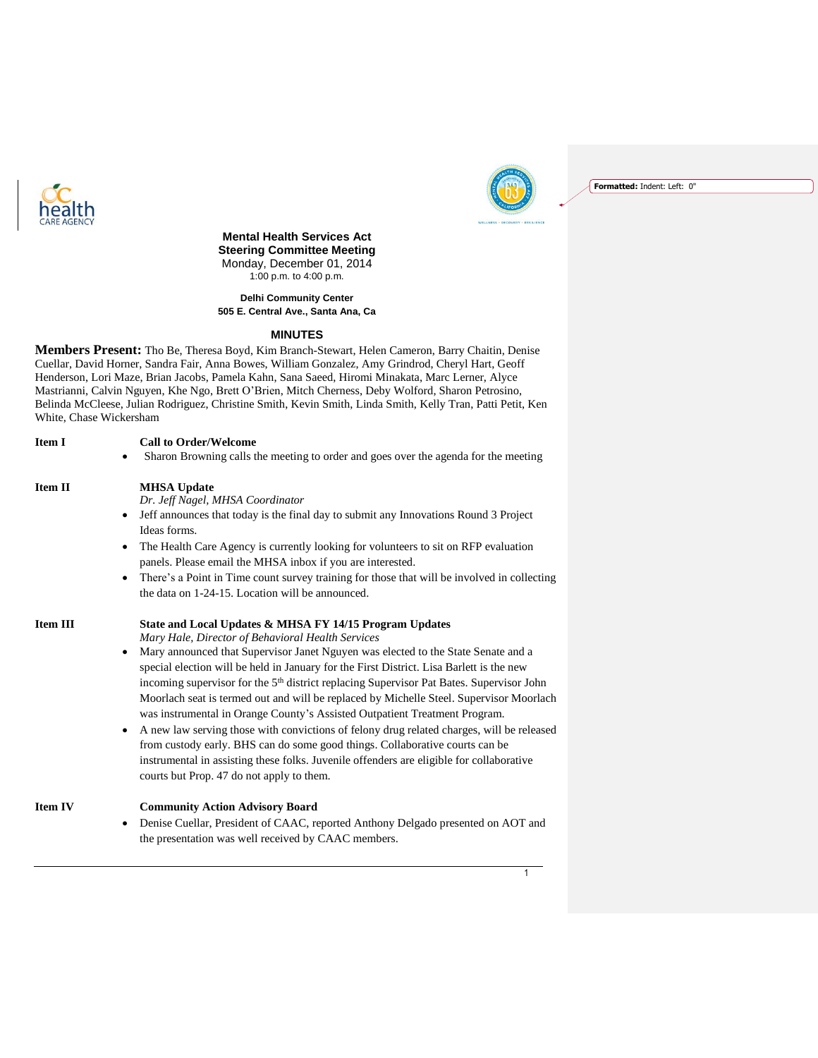**Mental Health Services Act**
**Steering Committee Meeting**
Monday, December 01, 2014
1:00 p.m. to 4:00 p.m.

**Delhi Community Center**
**505 E. Central Ave., Santa Ana, Ca**

## MINUTES

**Members Present:** Tho Be, Theresa Boyd, Kim Branch-Stewart, Helen Cameron, Barry Chaitin, Denise Cuellar, David Horner, Sandra Fair, Anna Bowes, William Gonzalez, Amy Grindrod, Cheryl Hart, Geoff Henderson, Lori Maze, Brian Jacobs, Pamela Kahn, Sana Saeed, Hiromi Minakata, Marc Lerner, Alyce Mastrianni, Calvin Nguyen, Khe Ngo, Brett O'Brien, Mitch Cherness, Deby Wolford, Sharon Petrosino, Belinda McCleese, Julian Rodriguez, Christine Smith, Kevin Smith, Linda Smith, Kelly Tran, Patti Petit, Ken White, Chase Wickersham

**Item I** **Call to Order/Welcome**

- Sharon Browning calls the meeting to order and goes over the agenda for the meeting

**Item II** **MHSA Update**

*Dr. Jeff Nagel, MHSA Coordinator*

- Jeff announces that today is the final day to submit any Innovations Round 3 Project Ideas forms.
- The Health Care Agency is currently looking for volunteers to sit on RFP evaluation panels. Please email the MHSA inbox if you are interested.
- There's a Point in Time count survey training for those that will be involved in collecting the data on 1-24-15. Location will be announced.

**Item III** **State and Local Updates & MHSA FY 14/15 Program Updates**

*Mary Hale, Director of Behavioral Health Services*

- Mary announced that Supervisor Janet Nguyen was elected to the State Senate and a special election will be held in January for the First District. Lisa Barlett is the new incoming supervisor for the 5th district replacing Supervisor Pat Bates. Supervisor John Moorlach seat is termed out and will be replaced by Michelle Steel. Supervisor Moorlach was instrumental in Orange County's Assisted Outpatient Treatment Program.
- A new law serving those with convictions of felony drug related charges, will be released from custody early. BHS can do some good things. Collaborative courts can be instrumental in assisting these folks. Juvenile offenders are eligible for collaborative courts but Prop. 47 do not apply to them.

**Item IV** **Community Action Advisory Board**

- Denise Cuellar, President of CAAC, reported Anthony Delgado presented on AOT and the presentation was well received by CAAC members.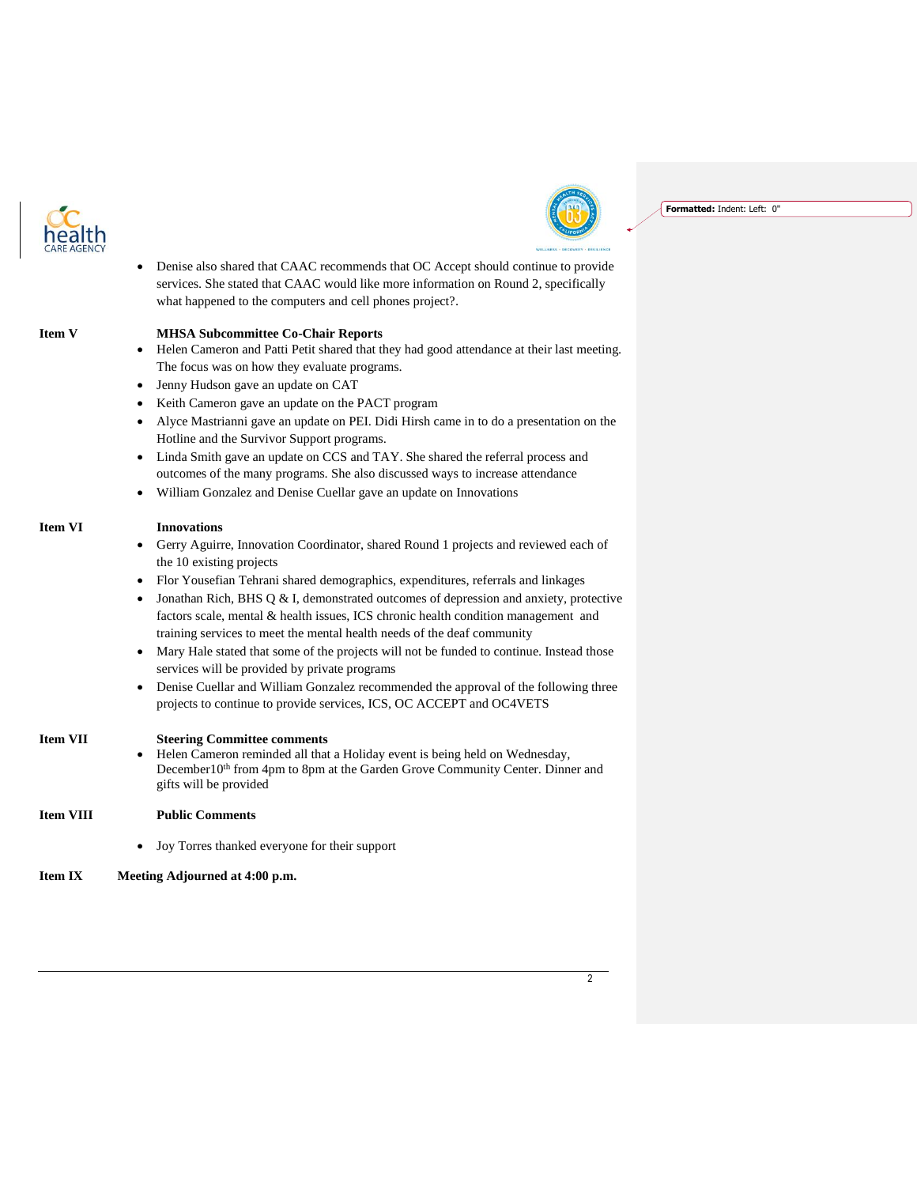- Denise also shared that CAAC recommends that OC Accept should continue to provide services. She stated that CAAC would like more information on Round 2, specifically what happened to the computers and cell phones project?.

**Item V** **MHSA Subcommittee Co-Chair Reports**

- Helen Cameron and Patti Petit shared that they had good attendance at their last meeting. The focus was on how they evaluate programs.
- Jenny Hudson gave an update on CAT
- Keith Cameron gave an update on the PACT program
- Alyce Mastrianni gave an update on PEI. Didi Hirsh came in to do a presentation on the Hotline and the Survivor Support programs.
- Linda Smith gave an update on CCS and TAY. She shared the referral process and outcomes of the many programs. She also discussed ways to increase attendance
- William Gonzalez and Denise Cuellar gave an update on Innovations

**Item VI** **Innovations**

- Gerry Aguirre, Innovation Coordinator, shared Round 1 projects and reviewed each of the 10 existing projects
- Flor Yousefian Tehrani shared demographics, expenditures, referrals and linkages
- Jonathan Rich, BHS Q & I, demonstrated outcomes of depression and anxiety, protective factors scale, mental & health issues, ICS chronic health condition management and training services to meet the mental health needs of the deaf community
- Mary Hale stated that some of the projects will not be funded to continue. Instead those services will be provided by private programs
- Denise Cuellar and William Gonzalez recommended the approval of the following three projects to continue to provide services, ICS, OC ACCEPT and OC4VETS

**Item VII** **Steering Committee comments**

- Helen Cameron reminded all that a Holiday event is being held on Wednesday, December10th from 4pm to 8pm at the Garden Grove Community Center. Dinner and gifts will be provided

**Item VIII** **Public Comments**

- Joy Torres thanked everyone for their support

**Item IX** **Meeting Adjourned at 4:00 p.m.**